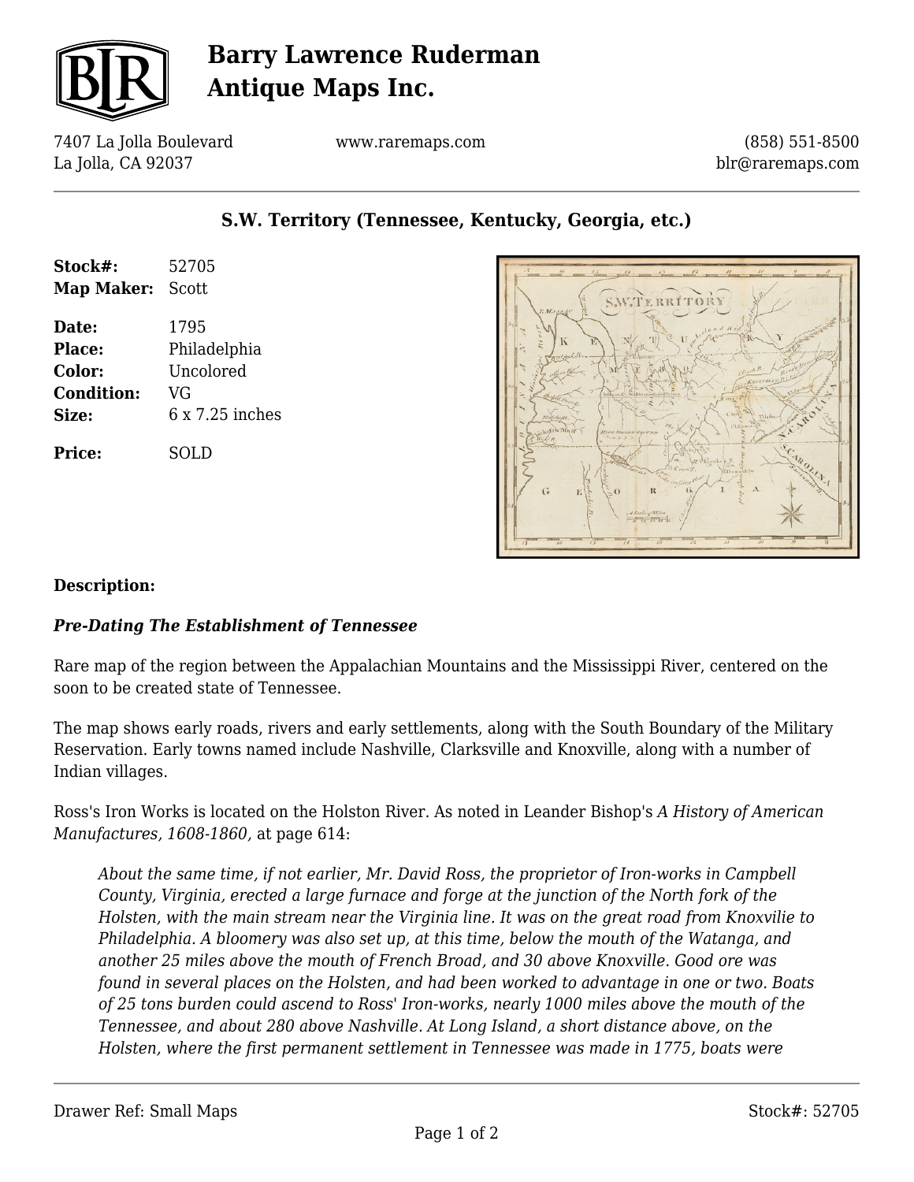# Barry Lawrence Ruderman Antique Maps Inc.

7407 La Jolla Boulevard
La Jolla, CA 92037

www.raremaps.com

(858) 551-8500
blr@raremaps.com

## S.W. Territory (Tennessee, Kentucky, Georgia, etc.)

**Stock#:** 52705
**Map Maker:** Scott

**Date:** 1795
**Place:** Philadelphia
**Color:** Uncolored
**Condition:** VG
**Size:** 6 x 7.25 inches

**Price:** SOLD

### Description:

***Pre-Dating The Establishment of Tennessee***

Rare map of the region between the Appalachian Mountains and the Mississippi River, centered on the soon to be created state of Tennessee.

The map shows early roads, rivers and early settlements, along with the South Boundary of the Military Reservation. Early towns named include Nashville, Clarksville and Knoxville, along with a number of Indian villages.

Ross's Iron Works is located on the Holston River. As noted in Leander Bishop's *A History of American Manufactures, 1608-1860,* at page 614:

> *About the same time, if not earlier, Mr. David Ross, the proprietor of Iron-works in Campbell County, Virginia, erected a large furnace and forge at the junction of the North fork of the Holsten, with the main stream near the Virginia line. It was on the great road from Knoxvilie to Philadelphia. A bloomery was also set up, at this time, below the mouth of the Watanga, and another 25 miles above the mouth of French Broad, and 30 above Knoxville. Good ore was found in several places on the Holsten, and had been worked to advantage in one or two. Boats of 25 tons burden could ascend to Ross' Iron-works, nearly 1000 miles above the mouth of the Tennessee, and about 280 above Nashville. At Long Island, a short distance above, on the Holsten, where the first permanent settlement in Tennessee was made in 1775, boats were*

Drawer Ref: Small Maps

Stock#: 52705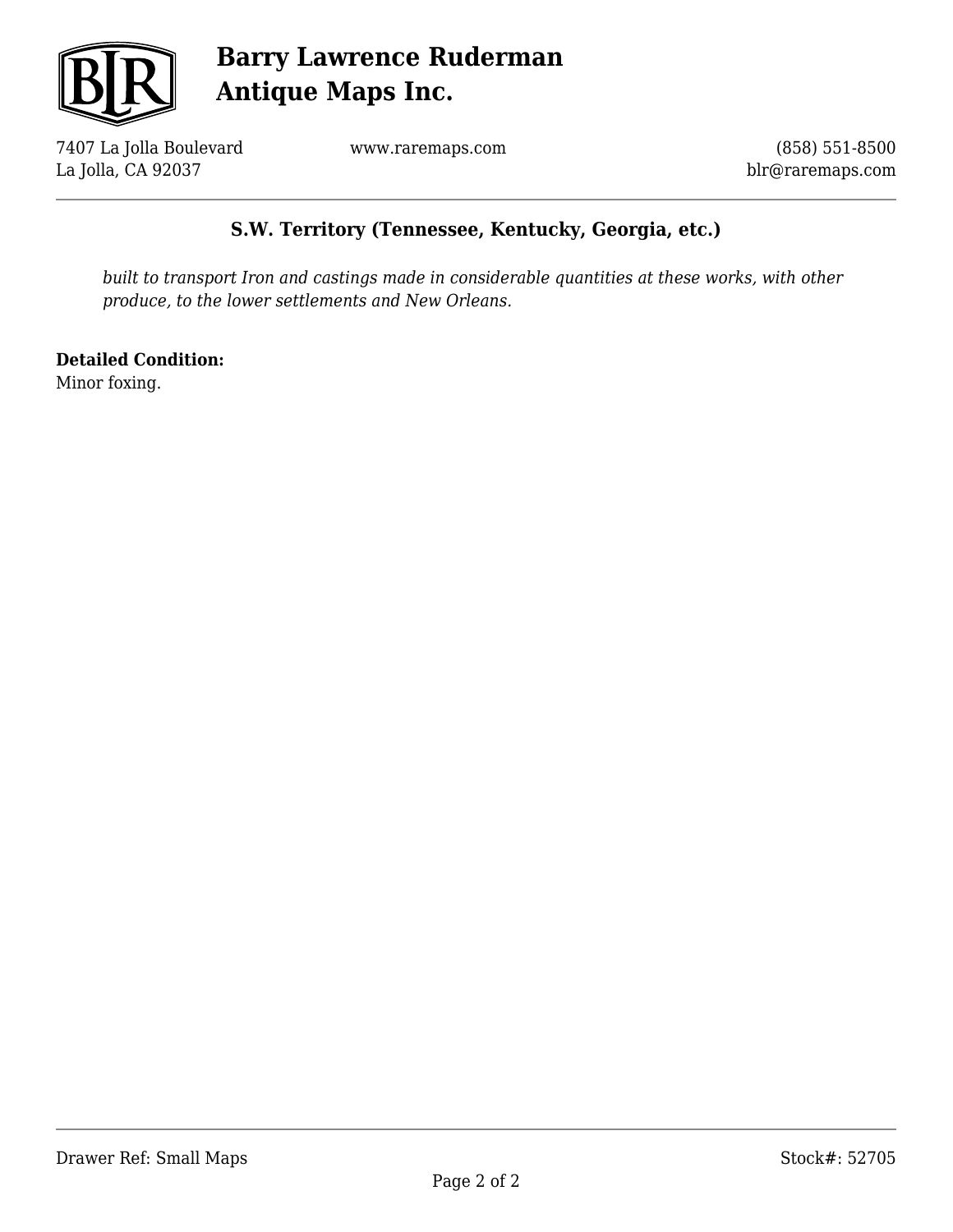*built to transport Iron and castings made in considerable quantities at these works, with other produce, to the lower settlements and New Orleans.*

**Detailed Condition:**
Minor foxing.